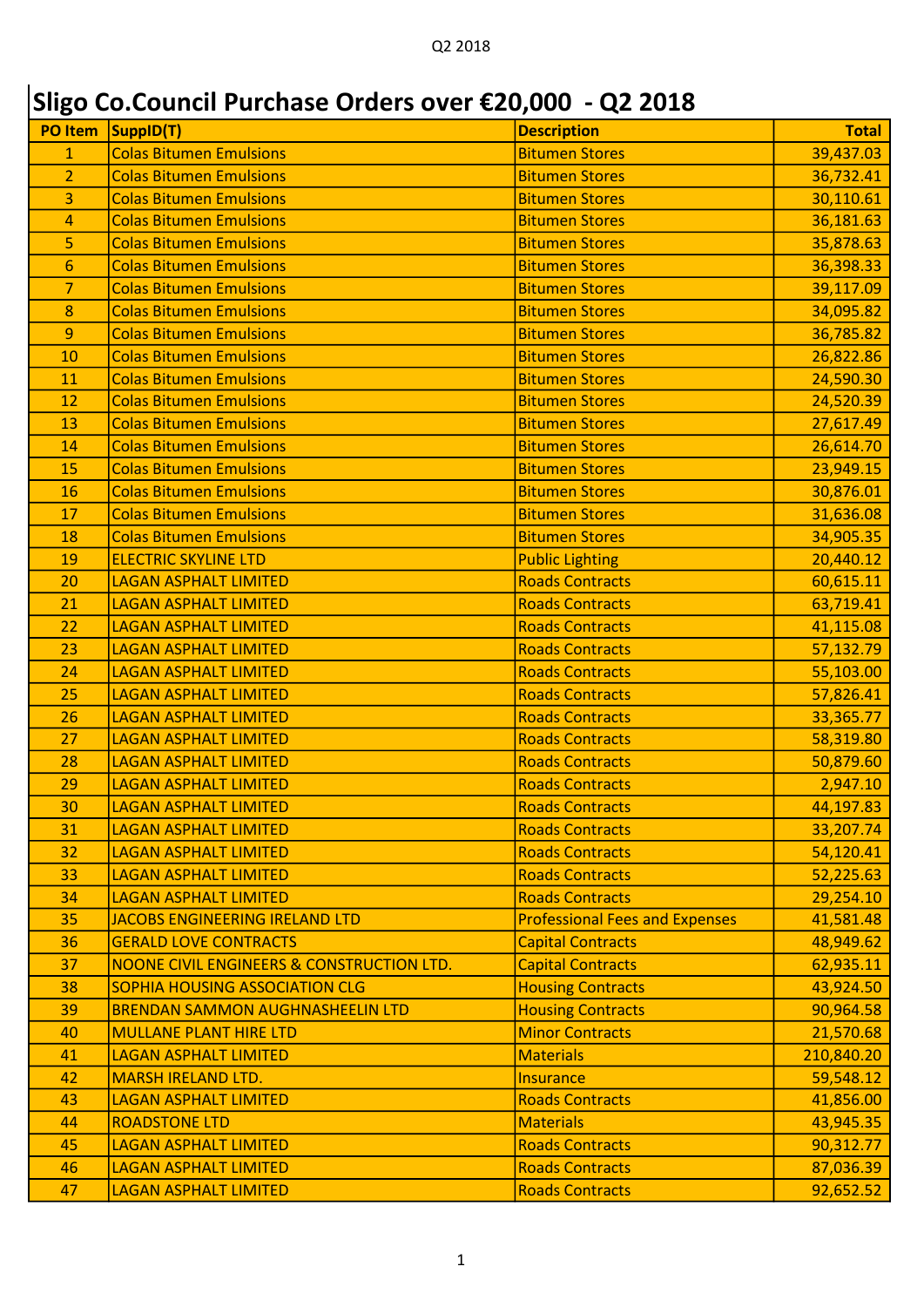# Sligo Co.Council Purchase Orders over €20,000 - Q2 2018

| PO Item | SuppID(T) | Description | Total |
|---|---|---|---|
| 1 | Colas Bitumen Emulsions | Bitumen Stores | 39,437.03 |
| 2 | Colas Bitumen Emulsions | Bitumen Stores | 36,732.41 |
| 3 | Colas Bitumen Emulsions | Bitumen Stores | 30,110.61 |
| 4 | Colas Bitumen Emulsions | Bitumen Stores | 36,181.63 |
| 5 | Colas Bitumen Emulsions | Bitumen Stores | 35,878.63 |
| 6 | Colas Bitumen Emulsions | Bitumen Stores | 36,398.33 |
| 7 | Colas Bitumen Emulsions | Bitumen Stores | 39,117.09 |
| 8 | Colas Bitumen Emulsions | Bitumen Stores | 34,095.82 |
| 9 | Colas Bitumen Emulsions | Bitumen Stores | 36,785.82 |
| 10 | Colas Bitumen Emulsions | Bitumen Stores | 26,822.86 |
| 11 | Colas Bitumen Emulsions | Bitumen Stores | 24,590.30 |
| 12 | Colas Bitumen Emulsions | Bitumen Stores | 24,520.39 |
| 13 | Colas Bitumen Emulsions | Bitumen Stores | 27,617.49 |
| 14 | Colas Bitumen Emulsions | Bitumen Stores | 26,614.70 |
| 15 | Colas Bitumen Emulsions | Bitumen Stores | 23,949.15 |
| 16 | Colas Bitumen Emulsions | Bitumen Stores | 30,876.01 |
| 17 | Colas Bitumen Emulsions | Bitumen Stores | 31,636.08 |
| 18 | Colas Bitumen Emulsions | Bitumen Stores | 34,905.35 |
| 19 | ELECTRIC SKYLINE LTD | Public Lighting | 20,440.12 |
| 20 | LAGAN ASPHALT LIMITED | Roads Contracts | 60,615.11 |
| 21 | LAGAN ASPHALT LIMITED | Roads Contracts | 63,719.41 |
| 22 | LAGAN ASPHALT LIMITED | Roads Contracts | 41,115.08 |
| 23 | LAGAN ASPHALT LIMITED | Roads Contracts | 57,132.79 |
| 24 | LAGAN ASPHALT LIMITED | Roads Contracts | 55,103.00 |
| 25 | LAGAN ASPHALT LIMITED | Roads Contracts | 57,826.41 |
| 26 | LAGAN ASPHALT LIMITED | Roads Contracts | 33,365.77 |
| 27 | LAGAN ASPHALT LIMITED | Roads Contracts | 58,319.80 |
| 28 | LAGAN ASPHALT LIMITED | Roads Contracts | 50,879.60 |
| 29 | LAGAN ASPHALT LIMITED | Roads Contracts | 2,947.10 |
| 30 | LAGAN ASPHALT LIMITED | Roads Contracts | 44,197.83 |
| 31 | LAGAN ASPHALT LIMITED | Roads Contracts | 33,207.74 |
| 32 | LAGAN ASPHALT LIMITED | Roads Contracts | 54,120.41 |
| 33 | LAGAN ASPHALT LIMITED | Roads Contracts | 52,225.63 |
| 34 | LAGAN ASPHALT LIMITED | Roads Contracts | 29,254.10 |
| 35 | JACOBS ENGINEERING IRELAND LTD | Professional Fees and Expenses | 41,581.48 |
| 36 | GERALD LOVE CONTRACTS | Capital Contracts | 48,949.62 |
| 37 | NOONE CIVIL ENGINEERS & CONSTRUCTION LTD. | Capital Contracts | 62,935.11 |
| 38 | SOPHIA HOUSING ASSOCIATION CLG | Housing Contracts | 43,924.50 |
| 39 | BRENDAN SAMMON AUGHNASHEELIN LTD | Housing Contracts | 90,964.58 |
| 40 | MULLANE PLANT HIRE LTD | Minor Contracts | 21,570.68 |
| 41 | LAGAN ASPHALT LIMITED | Materials | 210,840.20 |
| 42 | MARSH IRELAND LTD. | Insurance | 59,548.12 |
| 43 | LAGAN ASPHALT LIMITED | Roads Contracts | 41,856.00 |
| 44 | ROADSTONE LTD | Materials | 43,945.35 |
| 45 | LAGAN ASPHALT LIMITED | Roads Contracts | 90,312.77 |
| 46 | LAGAN ASPHALT LIMITED | Roads Contracts | 87,036.39 |
| 47 | LAGAN ASPHALT LIMITED | Roads Contracts | 92,652.52 |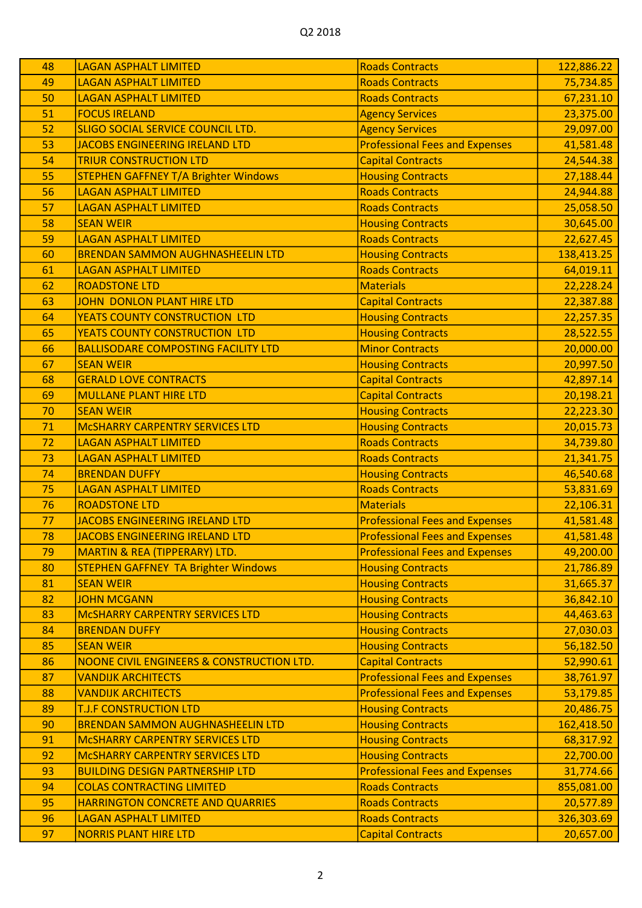Q2 2018

| 48 | LAGAN ASPHALT LIMITED | Roads Contracts | 122,886.22 |
|---|---|---|---|
| 49 | LAGAN ASPHALT LIMITED | Roads Contracts | 75,734.85 |
| 50 | LAGAN ASPHALT LIMITED | Roads Contracts | 67,231.10 |
| 51 | FOCUS IRELAND | Agency Services | 23,375.00 |
| 52 | SLIGO SOCIAL SERVICE COUNCIL LTD. | Agency Services | 29,097.00 |
| 53 | JACOBS ENGINEERING IRELAND LTD | Professional Fees and Expenses | 41,581.48 |
| 54 | TRIUR CONSTRUCTION LTD | Capital Contracts | 24,544.38 |
| 55 | STEPHEN GAFFNEY T/A Brighter Windows | Housing Contracts | 27,188.44 |
| 56 | LAGAN ASPHALT LIMITED | Roads Contracts | 24,944.88 |
| 57 | LAGAN ASPHALT LIMITED | Roads Contracts | 25,058.50 |
| 58 | SEAN WEIR | Housing Contracts | 30,645.00 |
| 59 | LAGAN ASPHALT LIMITED | Roads Contracts | 22,627.45 |
| 60 | BRENDAN SAMMON AUGHNASHEELIN LTD | Housing Contracts | 138,413.25 |
| 61 | LAGAN ASPHALT LIMITED | Roads Contracts | 64,019.11 |
| 62 | ROADSTONE LTD | Materials | 22,228.24 |
| 63 | JOHN DONLON PLANT HIRE LTD | Capital Contracts | 22,387.88 |
| 64 | YEATS COUNTY CONSTRUCTION LTD | Housing Contracts | 22,257.35 |
| 65 | YEATS COUNTY CONSTRUCTION LTD | Housing Contracts | 28,522.55 |
| 66 | BALLISODARE COMPOSTING FACILITY LTD | Minor Contracts | 20,000.00 |
| 67 | SEAN WEIR | Housing Contracts | 20,997.50 |
| 68 | GERALD LOVE CONTRACTS | Capital Contracts | 42,897.14 |
| 69 | MULLANE PLANT HIRE LTD | Capital Contracts | 20,198.21 |
| 70 | SEAN WEIR | Housing Contracts | 22,223.30 |
| 71 | McSHARRY CARPENTRY SERVICES LTD | Housing Contracts | 20,015.73 |
| 72 | LAGAN ASPHALT LIMITED | Roads Contracts | 34,739.80 |
| 73 | LAGAN ASPHALT LIMITED | Roads Contracts | 21,341.75 |
| 74 | BRENDAN DUFFY | Housing Contracts | 46,540.68 |
| 75 | LAGAN ASPHALT LIMITED | Roads Contracts | 53,831.69 |
| 76 | ROADSTONE LTD | Materials | 22,106.31 |
| 77 | JACOBS ENGINEERING IRELAND LTD | Professional Fees and Expenses | 41,581.48 |
| 78 | JACOBS ENGINEERING IRELAND LTD | Professional Fees and Expenses | 41,581.48 |
| 79 | MARTIN & REA (TIPPERARY) LTD. | Professional Fees and Expenses | 49,200.00 |
| 80 | STEPHEN GAFFNEY TA Brighter Windows | Housing Contracts | 21,786.89 |
| 81 | SEAN WEIR | Housing Contracts | 31,665.37 |
| 82 | JOHN MCGANN | Housing Contracts | 36,842.10 |
| 83 | McSHARRY CARPENTRY SERVICES LTD | Housing Contracts | 44,463.63 |
| 84 | BRENDAN DUFFY | Housing Contracts | 27,030.03 |
| 85 | SEAN WEIR | Housing Contracts | 56,182.50 |
| 86 | NOONE CIVIL ENGINEERS & CONSTRUCTION LTD. | Capital Contracts | 52,990.61 |
| 87 | VANDIJK ARCHITECTS | Professional Fees and Expenses | 38,761.97 |
| 88 | VANDIJK ARCHITECTS | Professional Fees and Expenses | 53,179.85 |
| 89 | T.J.F CONSTRUCTION LTD | Housing Contracts | 20,486.75 |
| 90 | BRENDAN SAMMON AUGHNASHEELIN LTD | Housing Contracts | 162,418.50 |
| 91 | McSHARRY CARPENTRY SERVICES LTD | Housing Contracts | 68,317.92 |
| 92 | McSHARRY CARPENTRY SERVICES LTD | Housing Contracts | 22,700.00 |
| 93 | BUILDING DESIGN PARTNERSHIP LTD | Professional Fees and Expenses | 31,774.66 |
| 94 | COLAS CONTRACTING LIMITED | Roads Contracts | 855,081.00 |
| 95 | HARRINGTON CONCRETE AND QUARRIES | Roads Contracts | 20,577.89 |
| 96 | LAGAN ASPHALT LIMITED | Roads Contracts | 326,303.69 |
| 97 | NORRIS PLANT HIRE LTD | Capital Contracts | 20,657.00 |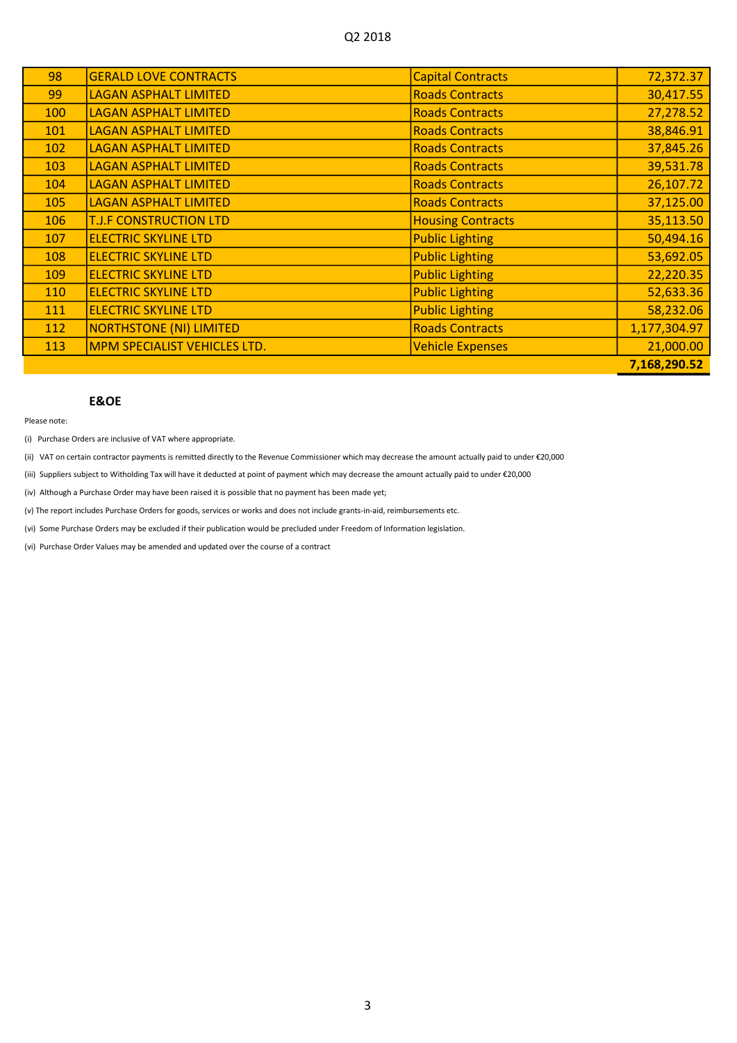Q2 2018

| | | | |
|---|---|---|---|
| 98 | GERALD LOVE CONTRACTS | Capital Contracts | 72,372.37 |
| 99 | LAGAN ASPHALT LIMITED | Roads Contracts | 30,417.55 |
| 100 | LAGAN ASPHALT LIMITED | Roads Contracts | 27,278.52 |
| 101 | LAGAN ASPHALT LIMITED | Roads Contracts | 38,846.91 |
| 102 | LAGAN ASPHALT LIMITED | Roads Contracts | 37,845.26 |
| 103 | LAGAN ASPHALT LIMITED | Roads Contracts | 39,531.78 |
| 104 | LAGAN ASPHALT LIMITED | Roads Contracts | 26,107.72 |
| 105 | LAGAN ASPHALT LIMITED | Roads Contracts | 37,125.00 |
| 106 | T.J.F CONSTRUCTION LTD | Housing Contracts | 35,113.50 |
| 107 | ELECTRIC SKYLINE LTD | Public Lighting | 50,494.16 |
| 108 | ELECTRIC SKYLINE LTD | Public Lighting | 53,692.05 |
| 109 | ELECTRIC SKYLINE LTD | Public Lighting | 22,220.35 |
| 110 | ELECTRIC SKYLINE LTD | Public Lighting | 52,633.36 |
| 111 | ELECTRIC SKYLINE LTD | Public Lighting | 58,232.06 |
| 112 | NORTHSTONE (NI) LIMITED | Roads Contracts | 1,177,304.97 |
| 113 | MPM SPECIALIST VEHICLES LTD. | Vehicle Expenses | 21,000.00 |
| | | | **7,168,290.52** |

**E&OE**

Please note:

(i) Purchase Orders are inclusive of VAT where appropriate.

(ii) VAT on certain contractor payments is remitted directly to the Revenue Commissioner which may decrease the amount actually paid to under €20,000

(iii) Suppliers subject to Witholding Tax will have it deducted at point of payment which may decrease the amount actually paid to under €20,000

(iv) Although a Purchase Order may have been raised it is possible that no payment has been made yet;

(v) The report includes Purchase Orders for goods, services or works and does not include grants-in-aid, reimbursements etc.

(vi) Some Purchase Orders may be excluded if their publication would be precluded under Freedom of Information legislation.

(vi) Purchase Order Values may be amended and updated over the course of a contract